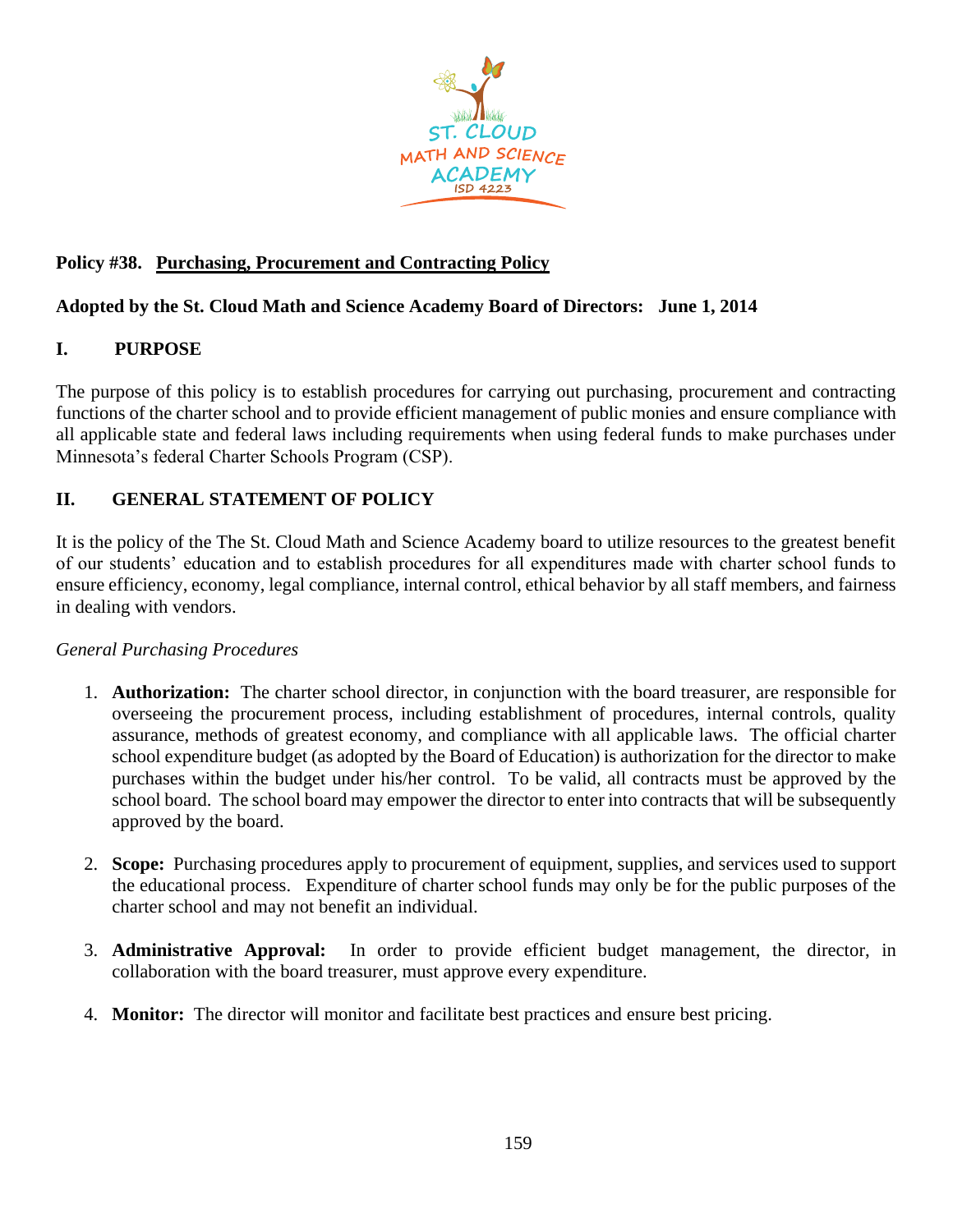**Policy #38. Purchasing, Procurement and Contracting Policy**

**Adopted by the St. Cloud Math and Science Academy Board of Directors: June 1, 2014**

## I. PURPOSE

The purpose of this policy is to establish procedures for carrying out purchasing, procurement and contracting functions of the charter school and to provide efficient management of public monies and ensure compliance with all applicable state and federal laws including requirements when using federal funds to make purchases under Minnesota's federal Charter Schools Program (CSP).

## II. GENERAL STATEMENT OF POLICY

It is the policy of the The St. Cloud Math and Science Academy board to utilize resources to the greatest benefit of our students' education and to establish procedures for all expenditures made with charter school funds to ensure efficiency, economy, legal compliance, internal control, ethical behavior by all staff members, and fairness in dealing with vendors.

*General Purchasing Procedures*

1. **Authorization:** The charter school director, in conjunction with the board treasurer, are responsible for overseeing the procurement process, including establishment of procedures, internal controls, quality assurance, methods of greatest economy, and compliance with all applicable laws. The official charter school expenditure budget (as adopted by the Board of Education) is authorization for the director to make purchases within the budget under his/her control. To be valid, all contracts must be approved by the school board. The school board may empower the director to enter into contracts that will be subsequently approved by the board.

2. **Scope:** Purchasing procedures apply to procurement of equipment, supplies, and services used to support the educational process. Expenditure of charter school funds may only be for the public purposes of the charter school and may not benefit an individual.

3. **Administrative Approval:** In order to provide efficient budget management, the director, in collaboration with the board treasurer, must approve every expenditure.

4. **Monitor:** The director will monitor and facilitate best practices and ensure best pricing.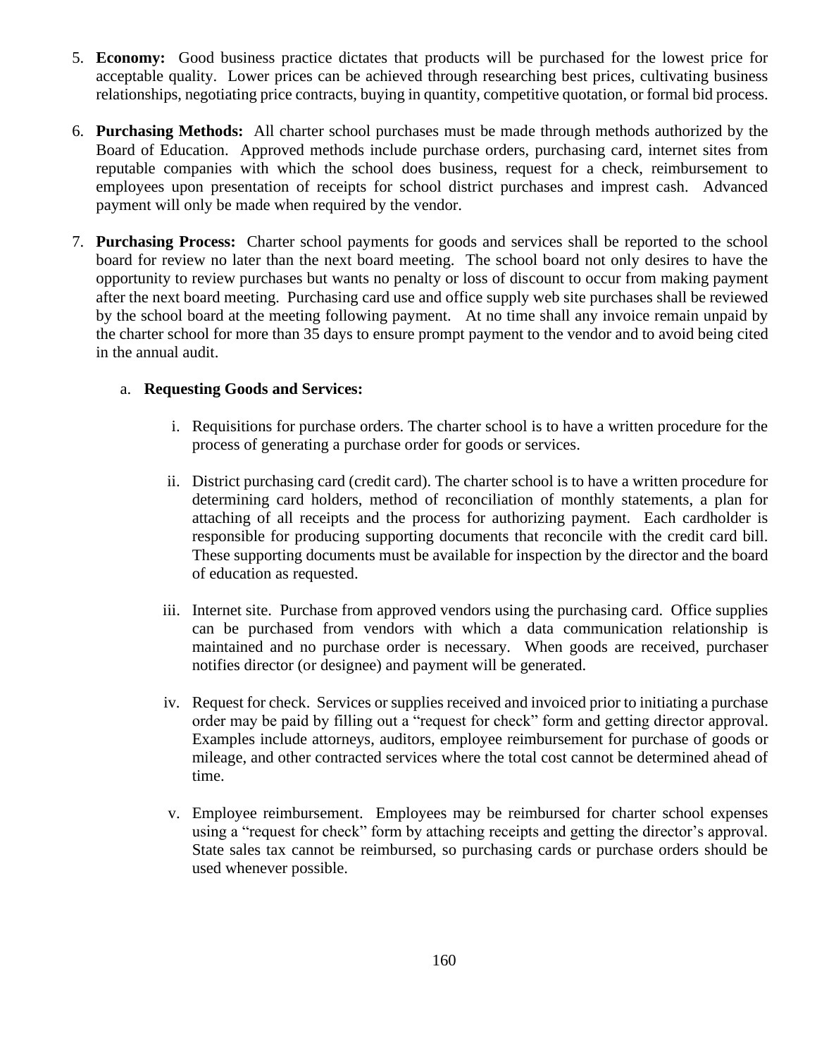5. **Economy:** Good business practice dictates that products will be purchased for the lowest price for acceptable quality. Lower prices can be achieved through researching best prices, cultivating business relationships, negotiating price contracts, buying in quantity, competitive quotation, or formal bid process.

6. **Purchasing Methods:** All charter school purchases must be made through methods authorized by the Board of Education. Approved methods include purchase orders, purchasing card, internet sites from reputable companies with which the school does business, request for a check, reimbursement to employees upon presentation of receipts for school district purchases and imprest cash. Advanced payment will only be made when required by the vendor.

7. **Purchasing Process:** Charter school payments for goods and services shall be reported to the school board for review no later than the next board meeting. The school board not only desires to have the opportunity to review purchases but wants no penalty or loss of discount to occur from making payment after the next board meeting. Purchasing card use and office supply web site purchases shall be reviewed by the school board at the meeting following payment. At no time shall any invoice remain unpaid by the charter school for more than 35 days to ensure prompt payment to the vendor and to avoid being cited in the annual audit.

   a. **Requesting Goods and Services:**

      i. Requisitions for purchase orders. The charter school is to have a written procedure for the process of generating a purchase order for goods or services.

      ii. District purchasing card (credit card). The charter school is to have a written procedure for determining card holders, method of reconciliation of monthly statements, a plan for attaching of all receipts and the process for authorizing payment. Each cardholder is responsible for producing supporting documents that reconcile with the credit card bill. These supporting documents must be available for inspection by the director and the board of education as requested.

      iii. Internet site. Purchase from approved vendors using the purchasing card. Office supplies can be purchased from vendors with which a data communication relationship is maintained and no purchase order is necessary. When goods are received, purchaser notifies director (or designee) and payment will be generated.

      iv. Request for check. Services or supplies received and invoiced prior to initiating a purchase order may be paid by filling out a "request for check" form and getting director approval. Examples include attorneys, auditors, employee reimbursement for purchase of goods or mileage, and other contracted services where the total cost cannot be determined ahead of time.

      v. Employee reimbursement. Employees may be reimbursed for charter school expenses using a "request for check" form by attaching receipts and getting the director's approval. State sales tax cannot be reimbursed, so purchasing cards or purchase orders should be used whenever possible.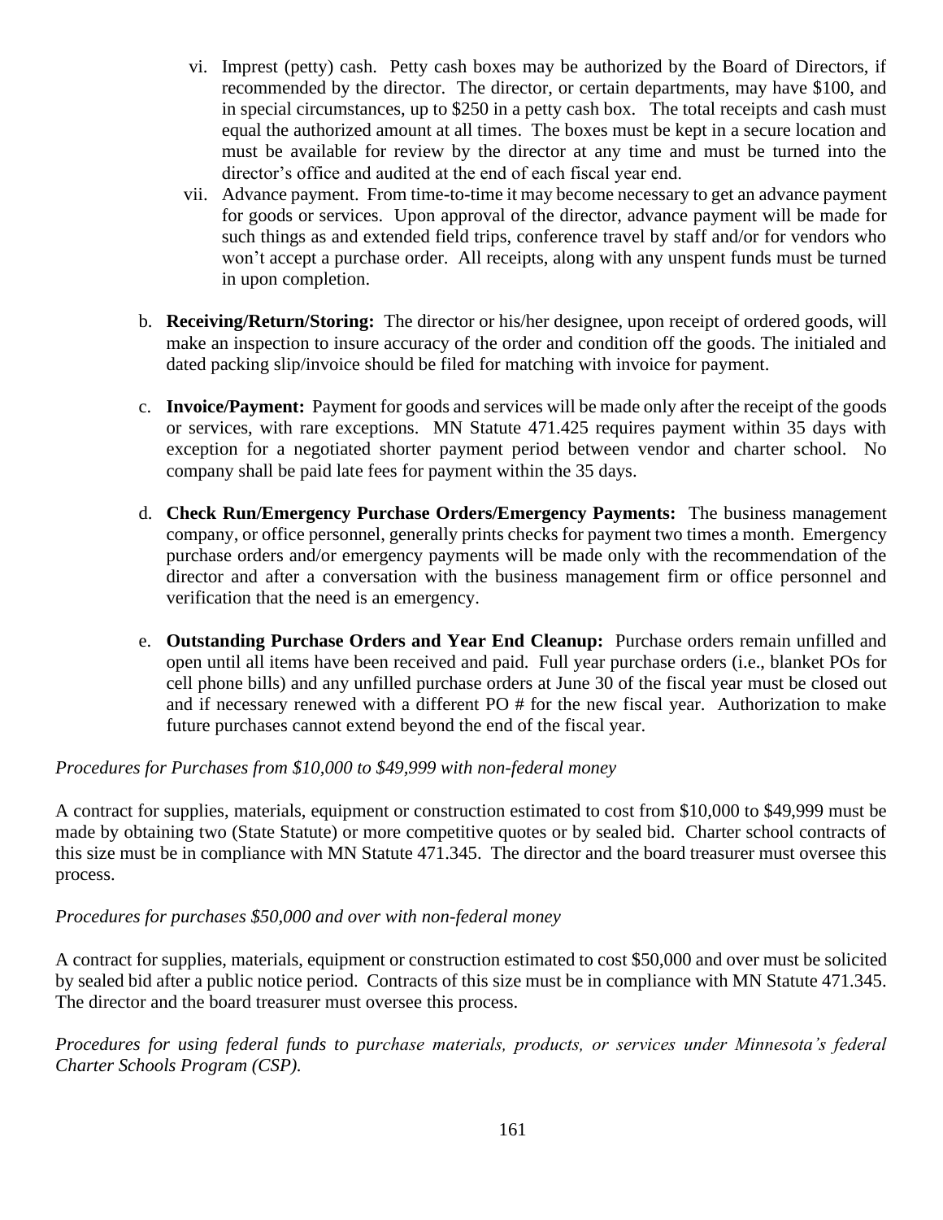vi. Imprest (petty) cash. Petty cash boxes may be authorized by the Board of Directors, if recommended by the director. The director, or certain departments, may have $100, and in special circumstances, up to $250 in a petty cash box. The total receipts and cash must equal the authorized amount at all times. The boxes must be kept in a secure location and must be available for review by the director at any time and must be turned into the director's office and audited at the end of each fiscal year end.

vii. Advance payment. From time-to-time it may become necessary to get an advance payment for goods or services. Upon approval of the director, advance payment will be made for such things as and extended field trips, conference travel by staff and/or for vendors who won't accept a purchase order. All receipts, along with any unspent funds must be turned in upon completion.

b. **Receiving/Return/Storing:** The director or his/her designee, upon receipt of ordered goods, will make an inspection to insure accuracy of the order and condition off the goods. The initialed and dated packing slip/invoice should be filed for matching with invoice for payment.

c. **Invoice/Payment:** Payment for goods and services will be made only after the receipt of the goods or services, with rare exceptions. MN Statute 471.425 requires payment within 35 days with exception for a negotiated shorter payment period between vendor and charter school. No company shall be paid late fees for payment within the 35 days.

d. **Check Run/Emergency Purchase Orders/Emergency Payments:** The business management company, or office personnel, generally prints checks for payment two times a month. Emergency purchase orders and/or emergency payments will be made only with the recommendation of the director and after a conversation with the business management firm or office personnel and verification that the need is an emergency.

e. **Outstanding Purchase Orders and Year End Cleanup:** Purchase orders remain unfilled and open until all items have been received and paid. Full year purchase orders (i.e., blanket POs for cell phone bills) and any unfilled purchase orders at June 30 of the fiscal year must be closed out and if necessary renewed with a different PO # for the new fiscal year. Authorization to make future purchases cannot extend beyond the end of the fiscal year.

*Procedures for Purchases from $10,000 to $49,999 with non-federal money*

A contract for supplies, materials, equipment or construction estimated to cost from $10,000 to $49,999 must be made by obtaining two (State Statute) or more competitive quotes or by sealed bid. Charter school contracts of this size must be in compliance with MN Statute 471.345. The director and the board treasurer must oversee this process.

*Procedures for purchases $50,000 and over with non-federal money*

A contract for supplies, materials, equipment or construction estimated to cost $50,000 and over must be solicited by sealed bid after a public notice period. Contracts of this size must be in compliance with MN Statute 471.345. The director and the board treasurer must oversee this process.

*Procedures for using federal funds to purchase materials, products, or services under Minnesota's federal Charter Schools Program (CSP).*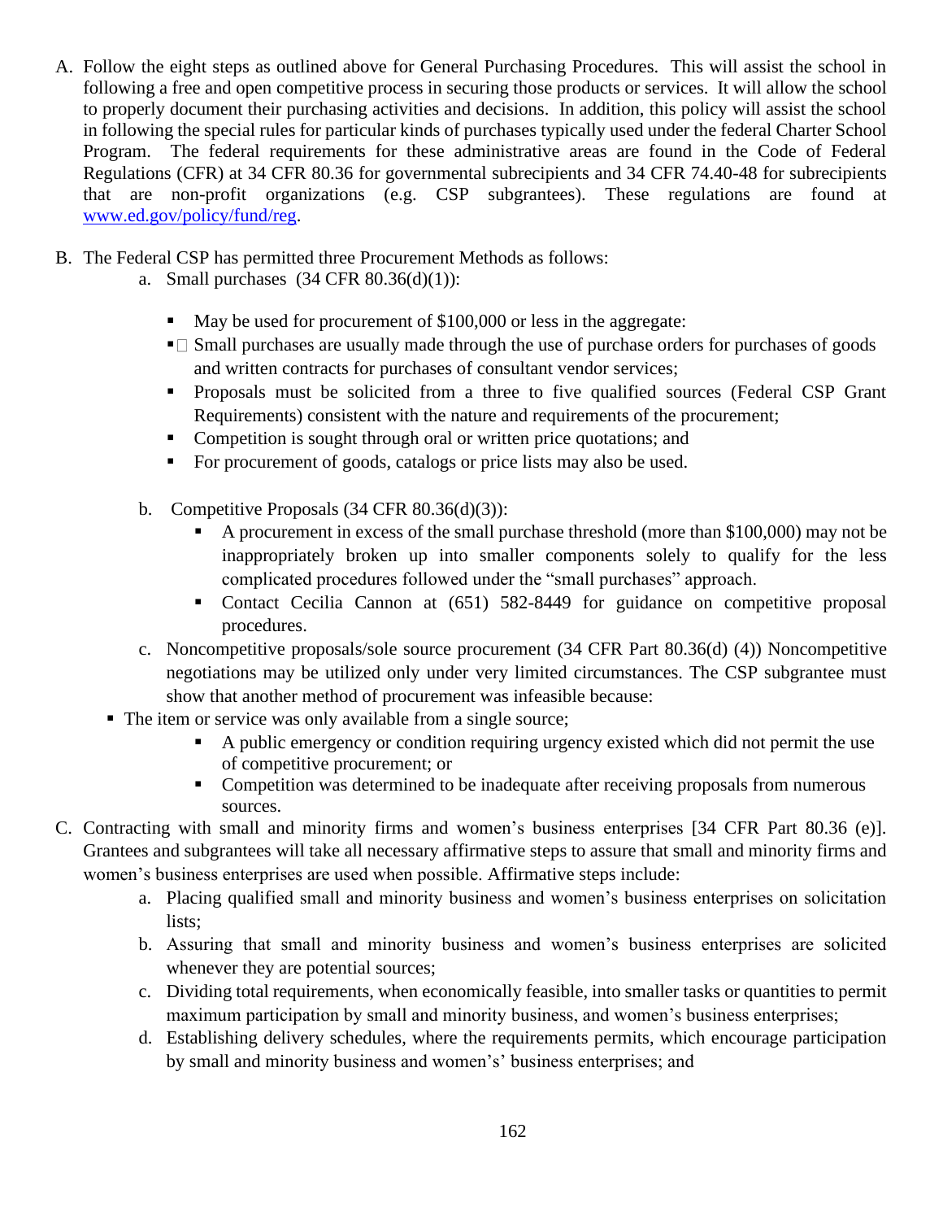A. Follow the eight steps as outlined above for General Purchasing Procedures. This will assist the school in following a free and open competitive process in securing those products or services. It will allow the school to properly document their purchasing activities and decisions. In addition, this policy will assist the school in following the special rules for particular kinds of purchases typically used under the federal Charter School Program. The federal requirements for these administrative areas are found in the Code of Federal Regulations (CFR) at 34 CFR 80.36 for governmental subrecipients and 34 CFR 74.40-48 for subrecipients that are non-profit organizations (e.g. CSP subgrantees). These regulations are found at www.ed.gov/policy/fund/reg.

B. The Federal CSP has permitted three Procurement Methods as follows:

   a. Small purchases (34 CFR 80.36(d)(1)):

      - May be used for procurement of $100,000 or less in the aggregate:
      - Small purchases are usually made through the use of purchase orders for purchases of goods and written contracts for purchases of consultant vendor services;
      - Proposals must be solicited from a three to five qualified sources (Federal CSP Grant Requirements) consistent with the nature and requirements of the procurement;
      - Competition is sought through oral or written price quotations; and
      - For procurement of goods, catalogs or price lists may also be used.

   b. Competitive Proposals (34 CFR 80.36(d)(3)):

      - A procurement in excess of the small purchase threshold (more than $100,000) may not be inappropriately broken up into smaller components solely to qualify for the less complicated procedures followed under the "small purchases" approach.
      - Contact Cecilia Cannon at (651) 582-8449 for guidance on competitive proposal procedures.

   c. Noncompetitive proposals/sole source procurement (34 CFR Part 80.36(d) (4)) Noncompetitive negotiations may be utilized only under very limited circumstances. The CSP subgrantee must show that another method of procurement was infeasible because:

      - The item or service was only available from a single source;
      - A public emergency or condition requiring urgency existed which did not permit the use of competitive procurement; or
      - Competition was determined to be inadequate after receiving proposals from numerous sources.

C. Contracting with small and minority firms and women's business enterprises [34 CFR Part 80.36 (e)]. Grantees and subgrantees will take all necessary affirmative steps to assure that small and minority firms and women's business enterprises are used when possible. Affirmative steps include:

   a. Placing qualified small and minority business and women's business enterprises on solicitation lists;
   b. Assuring that small and minority business and women's business enterprises are solicited whenever they are potential sources;
   c. Dividing total requirements, when economically feasible, into smaller tasks or quantities to permit maximum participation by small and minority business, and women's business enterprises;
   d. Establishing delivery schedules, where the requirements permits, which encourage participation by small and minority business and women's' business enterprises; and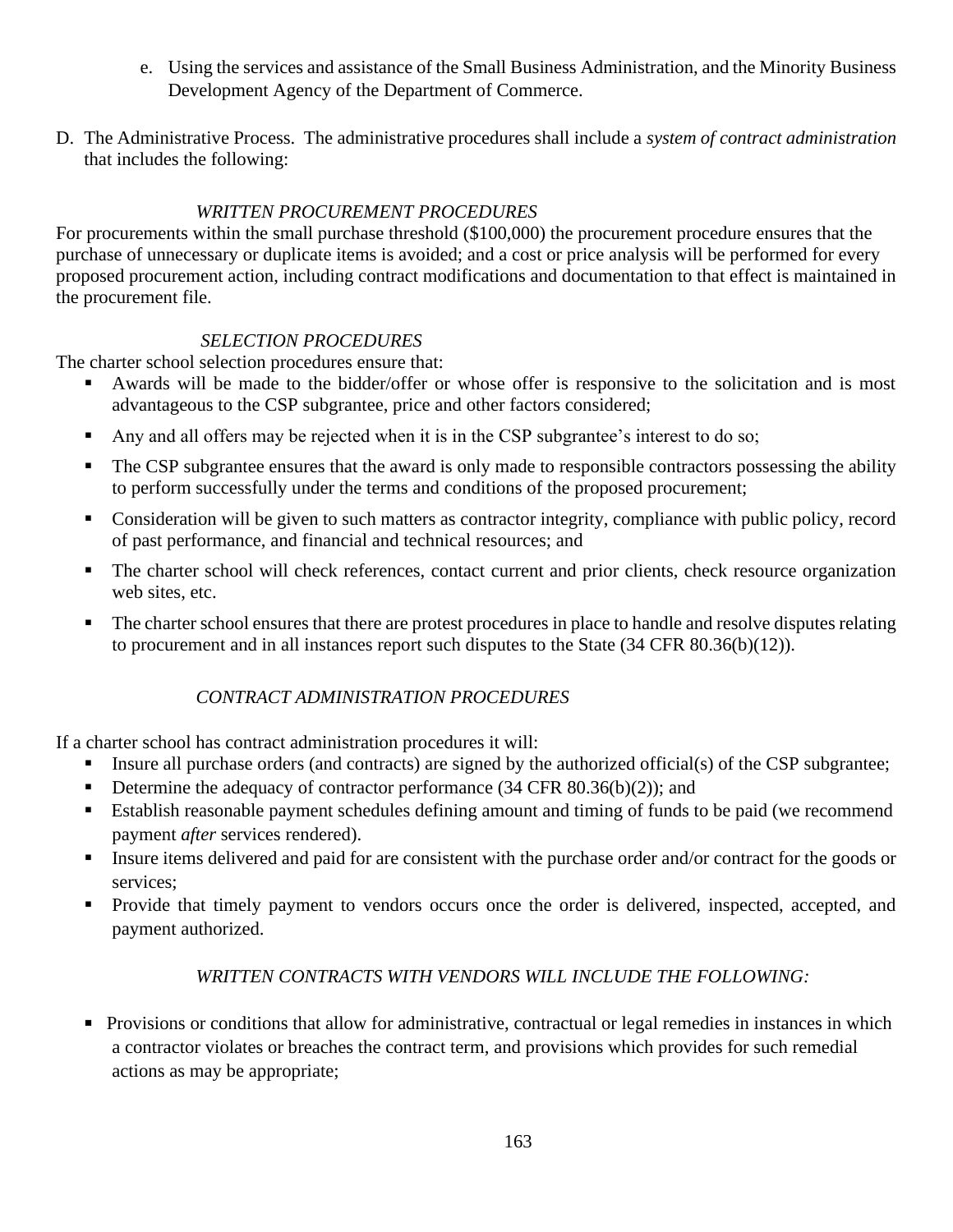e. Using the services and assistance of the Small Business Administration, and the Minority Business Development Agency of the Department of Commerce.

D. The Administrative Process. The administrative procedures shall include a *system of contract administration* that includes the following:

*WRITTEN PROCUREMENT PROCEDURES*

For procurements within the small purchase threshold ($100,000) the procurement procedure ensures that the purchase of unnecessary or duplicate items is avoided; and a cost or price analysis will be performed for every proposed procurement action, including contract modifications and documentation to that effect is maintained in the procurement file.

*SELECTION PROCEDURES*

The charter school selection procedures ensure that:

- Awards will be made to the bidder/offer or whose offer is responsive to the solicitation and is most advantageous to the CSP subgrantee, price and other factors considered;
- Any and all offers may be rejected when it is in the CSP subgrantee's interest to do so;
- The CSP subgrantee ensures that the award is only made to responsible contractors possessing the ability to perform successfully under the terms and conditions of the proposed procurement;
- Consideration will be given to such matters as contractor integrity, compliance with public policy, record of past performance, and financial and technical resources; and
- The charter school will check references, contact current and prior clients, check resource organization web sites, etc.
- The charter school ensures that there are protest procedures in place to handle and resolve disputes relating to procurement and in all instances report such disputes to the State (34 CFR 80.36(b)(12)).

*CONTRACT ADMINISTRATION PROCEDURES*

If a charter school has contract administration procedures it will:

- Insure all purchase orders (and contracts) are signed by the authorized official(s) of the CSP subgrantee;
- Determine the adequacy of contractor performance (34 CFR 80.36(b)(2)); and
- Establish reasonable payment schedules defining amount and timing of funds to be paid (we recommend payment *after* services rendered).
- Insure items delivered and paid for are consistent with the purchase order and/or contract for the goods or services;
- Provide that timely payment to vendors occurs once the order is delivered, inspected, accepted, and payment authorized.

*WRITTEN CONTRACTS WITH VENDORS WILL INCLUDE THE FOLLOWING:*

- Provisions or conditions that allow for administrative, contractual or legal remedies in instances in which a contractor violates or breaches the contract term, and provisions which provides for such remedial actions as may be appropriate;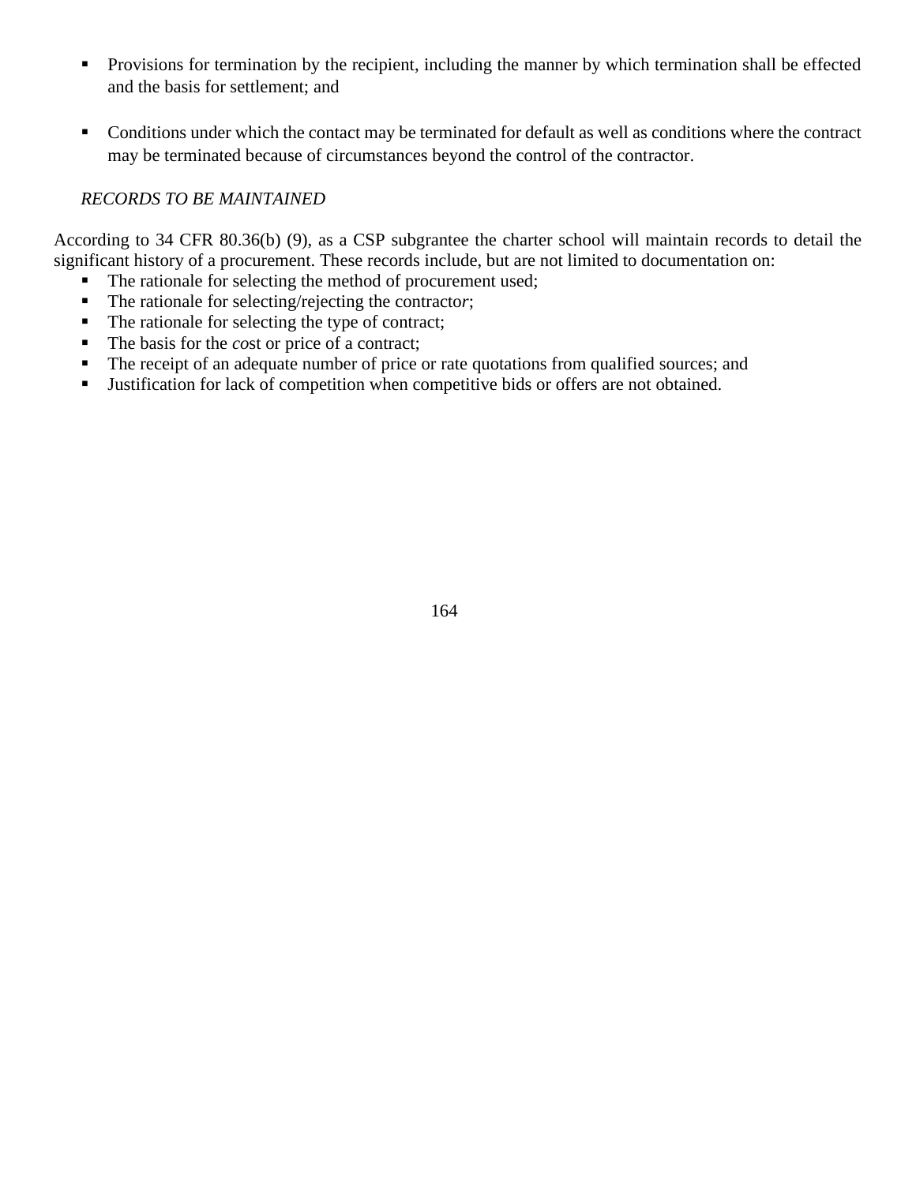- Provisions for termination by the recipient, including the manner by which termination shall be effected and the basis for settlement; and

- Conditions under which the contact may be terminated for default as well as conditions where the contract may be terminated because of circumstances beyond the control of the contractor.

*RECORDS TO BE MAINTAINED*

According to 34 CFR 80.36(b) (9), as a CSP subgrantee the charter school will maintain records to detail the significant history of a procurement. These records include, but are not limited to documentation on:

- The rationale for selecting the method of procurement used;
- The rationale for selecting/rejecting the contractor;
- The rationale for selecting the type of contract;
- The basis for the cost or price of a contract;
- The receipt of an adequate number of price or rate quotations from qualified sources; and
- Justification for lack of competition when competitive bids or offers are not obtained.